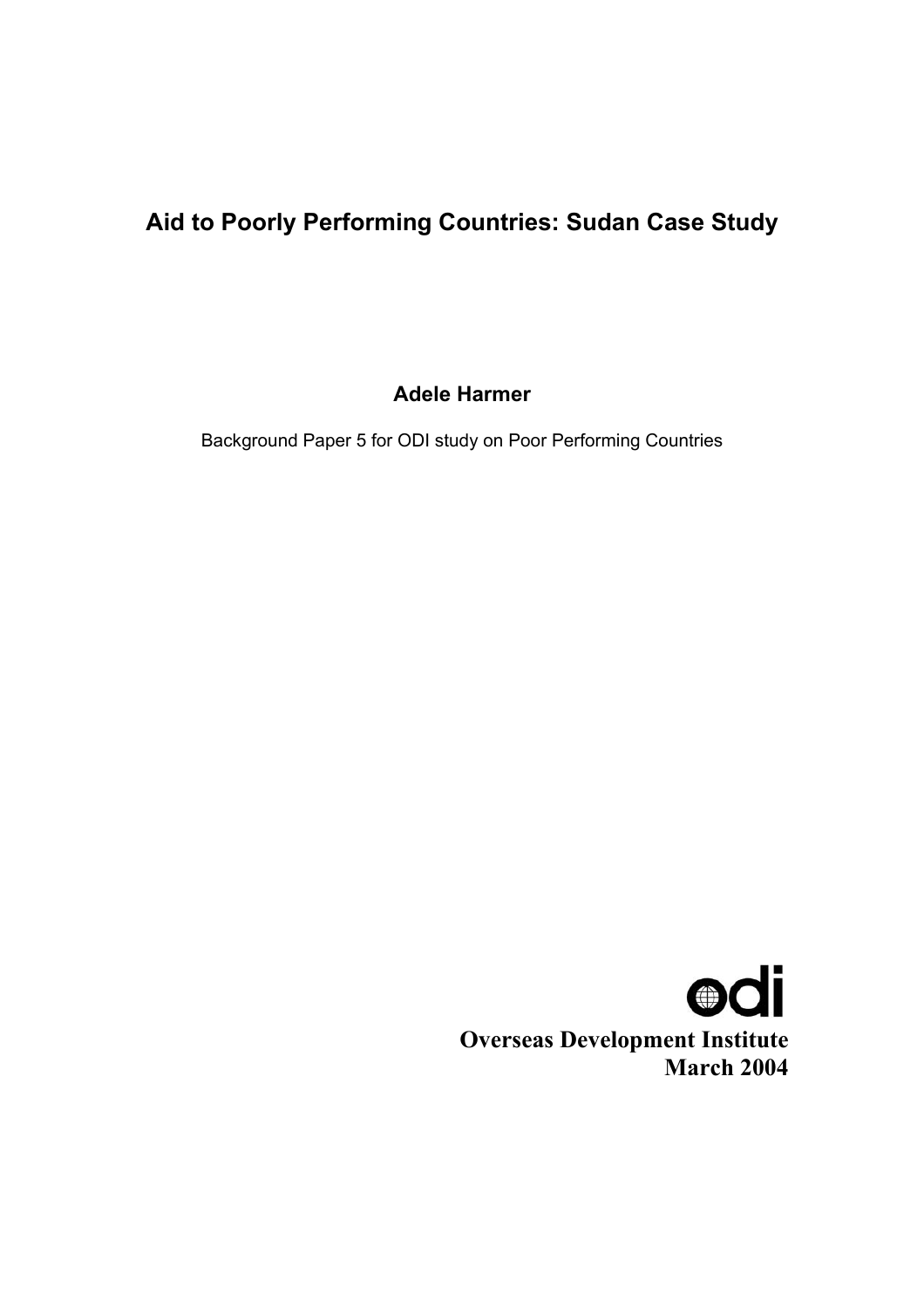# Aid to Poorly Performing Countries: Sudan Case Study

**Adele Harmer**

Background Paper 5 for ODI study on Poor Performing Countries

**Overseas Development Institute**
**March 2004**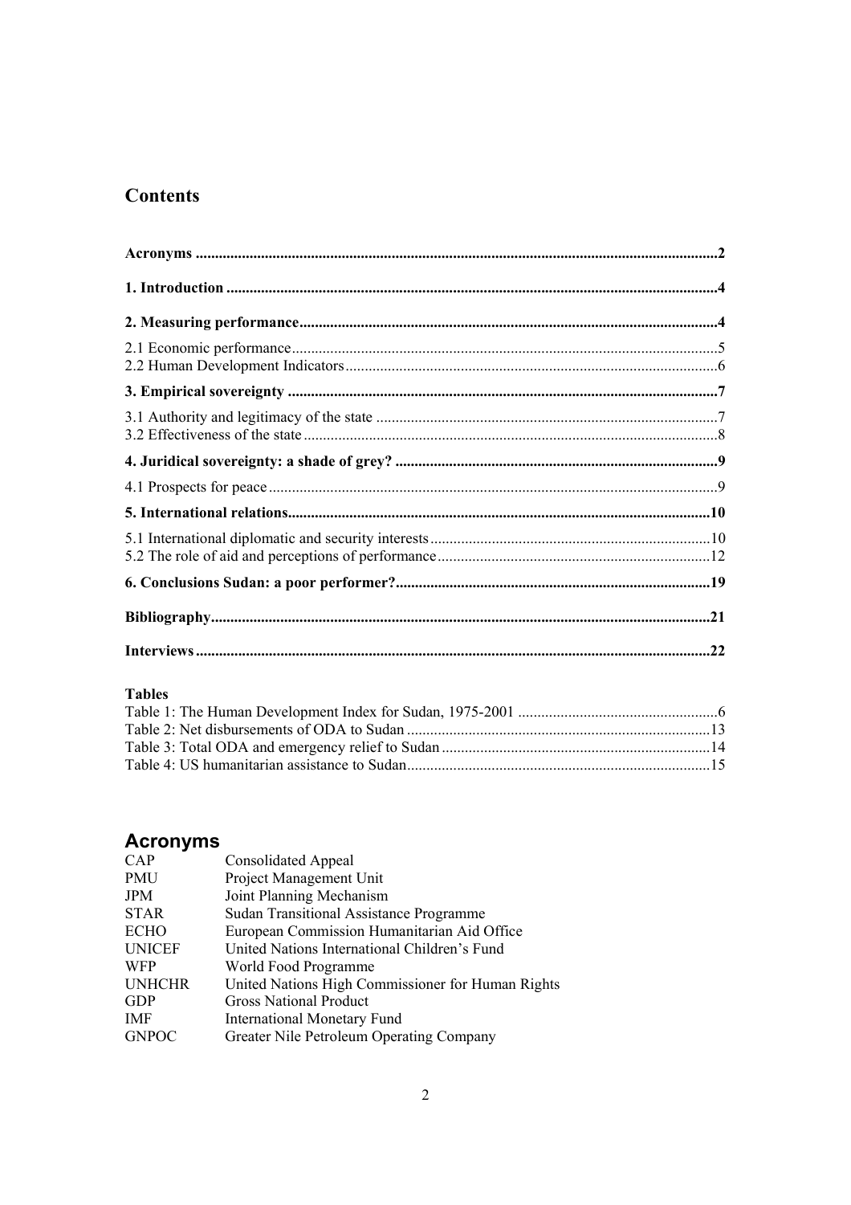## Contents

| | |
|---|---|
| **Acronyms** | **2** |
| **1. Introduction** | **4** |
| **2. Measuring performance** | **4** |
| 2.1 Economic performance | 5 |
| 2.2 Human Development Indicators | 6 |
| **3. Empirical sovereignty** | **7** |
| 3.1 Authority and legitimacy of the state | 7 |
| 3.2 Effectiveness of the state | 8 |
| **4. Juridical sovereignty: a shade of grey?** | **9** |
| 4.1 Prospects for peace | 9 |
| **5. International relations** | **10** |
| 5.1 International diplomatic and security interests | 10 |
| 5.2 The role of aid and perceptions of performance | 12 |
| **6. Conclusions Sudan: a poor performer?** | **19** |
| **Bibliography** | **21** |
| **Interviews** | **22** |

**Tables**

| | |
|---|---|
| Table 1: The Human Development Index for Sudan, 1975-2001 | 6 |
| Table 2: Net disbursements of ODA to Sudan | 13 |
| Table 3: Total ODA and emergency relief to Sudan | 14 |
| Table 4: US humanitarian assistance to Sudan | 15 |

# Acronyms

| | |
|---|---|
| CAP | Consolidated Appeal |
| PMU | Project Management Unit |
| JPM | Joint Planning Mechanism |
| STAR | Sudan Transitional Assistance Programme |
| ECHO | European Commission Humanitarian Aid Office |
| UNICEF | United Nations International Children's Fund |
| WFP | World Food Programme |
| UNHCHR | United Nations High Commissioner for Human Rights |
| GDP | Gross National Product |
| IMF | International Monetary Fund |
| GNPOC | Greater Nile Petroleum Operating Company |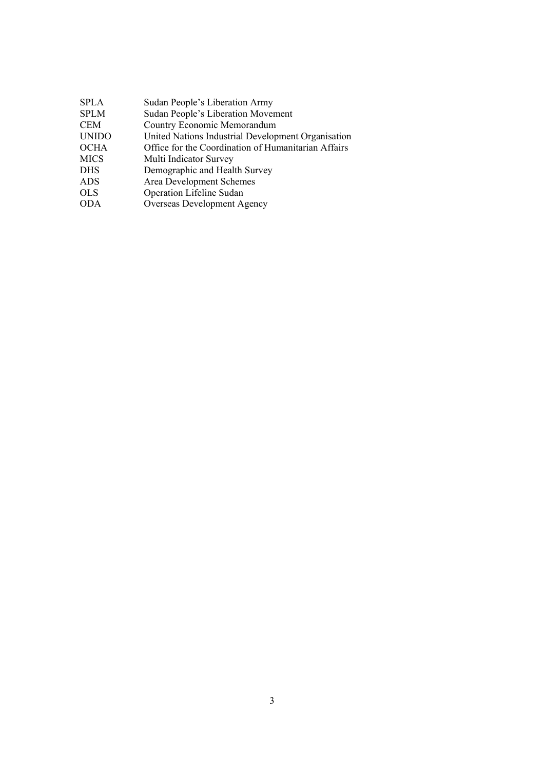| | |
|---|---|
| SPLA | Sudan People's Liberation Army |
| SPLM | Sudan People's Liberation Movement |
| CEM | Country Economic Memorandum |
| UNIDO | United Nations Industrial Development Organisation |
| OCHA | Office for the Coordination of Humanitarian Affairs |
| MICS | Multi Indicator Survey |
| DHS | Demographic and Health Survey |
| ADS | Area Development Schemes |
| OLS | Operation Lifeline Sudan |
| ODA | Overseas Development Agency |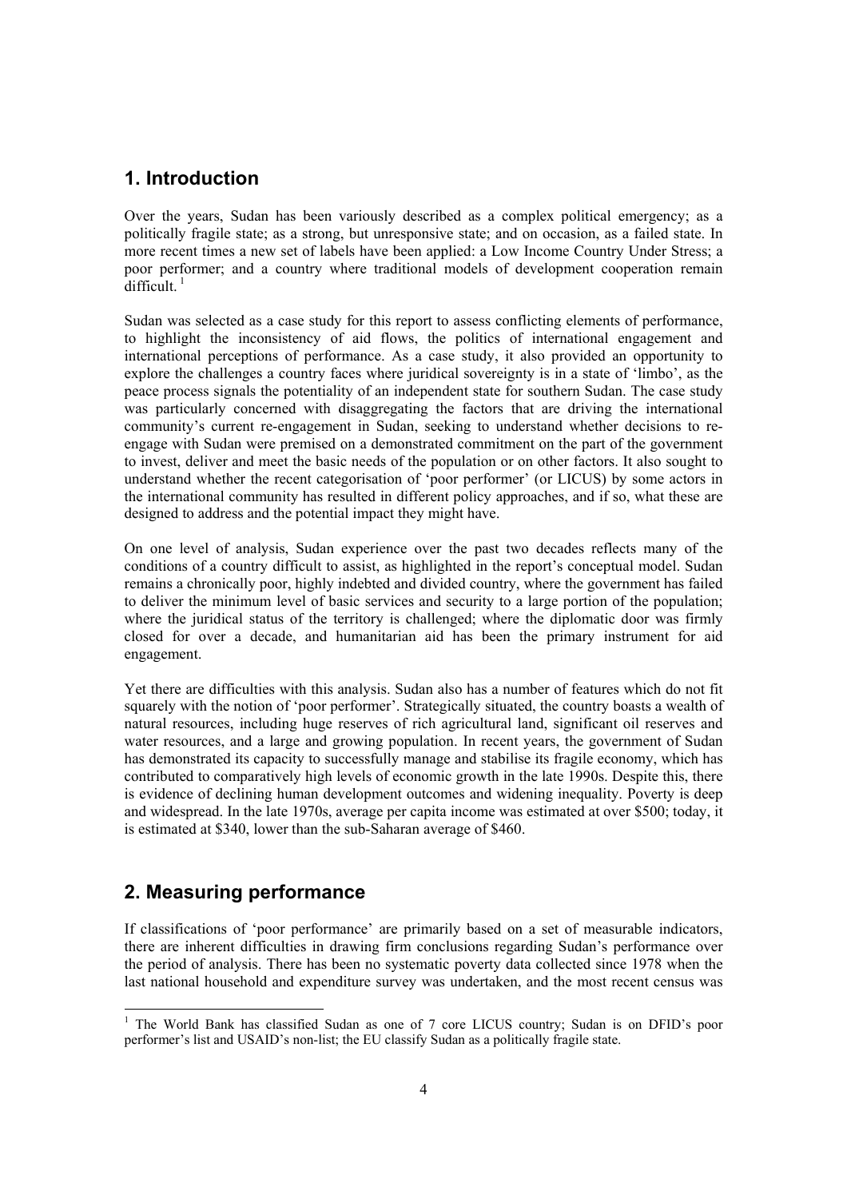## 1. Introduction

Over the years, Sudan has been variously described as a complex political emergency; as a politically fragile state; as a strong, but unresponsive state; and on occasion, as a failed state. In more recent times a new set of labels have been applied: a Low Income Country Under Stress; a poor performer; and a country where traditional models of development cooperation remain difficult. [1]

Sudan was selected as a case study for this report to assess conflicting elements of performance, to highlight the inconsistency of aid flows, the politics of international engagement and international perceptions of performance. As a case study, it also provided an opportunity to explore the challenges a country faces where juridical sovereignty is in a state of 'limbo', as the peace process signals the potentiality of an independent state for southern Sudan. The case study was particularly concerned with disaggregating the factors that are driving the international community's current re-engagement in Sudan, seeking to understand whether decisions to re-engage with Sudan were premised on a demonstrated commitment on the part of the government to invest, deliver and meet the basic needs of the population or on other factors. It also sought to understand whether the recent categorisation of 'poor performer' (or LICUS) by some actors in the international community has resulted in different policy approaches, and if so, what these are designed to address and the potential impact they might have.

On one level of analysis, Sudan experience over the past two decades reflects many of the conditions of a country difficult to assist, as highlighted in the report's conceptual model. Sudan remains a chronically poor, highly indebted and divided country, where the government has failed to deliver the minimum level of basic services and security to a large portion of the population; where the juridical status of the territory is challenged; where the diplomatic door was firmly closed for over a decade, and humanitarian aid has been the primary instrument for aid engagement.

Yet there are difficulties with this analysis. Sudan also has a number of features which do not fit squarely with the notion of 'poor performer'. Strategically situated, the country boasts a wealth of natural resources, including huge reserves of rich agricultural land, significant oil reserves and water resources, and a large and growing population. In recent years, the government of Sudan has demonstrated its capacity to successfully manage and stabilise its fragile economy, which has contributed to comparatively high levels of economic growth in the late 1990s. Despite this, there is evidence of declining human development outcomes and widening inequality. Poverty is deep and widespread. In the late 1970s, average per capita income was estimated at over \$500; today, it is estimated at \$340, lower than the sub-Saharan average of \$460.

## 2. Measuring performance

If classifications of 'poor performance' are primarily based on a set of measurable indicators, there are inherent difficulties in drawing firm conclusions regarding Sudan's performance over the period of analysis. There has been no systematic poverty data collected since 1978 when the last national household and expenditure survey was undertaken, and the most recent census was

---

[1] The World Bank has classified Sudan as one of 7 core LICUS country; Sudan is on DFID's poor performer's list and USAID's non-list; the EU classify Sudan as a politically fragile state.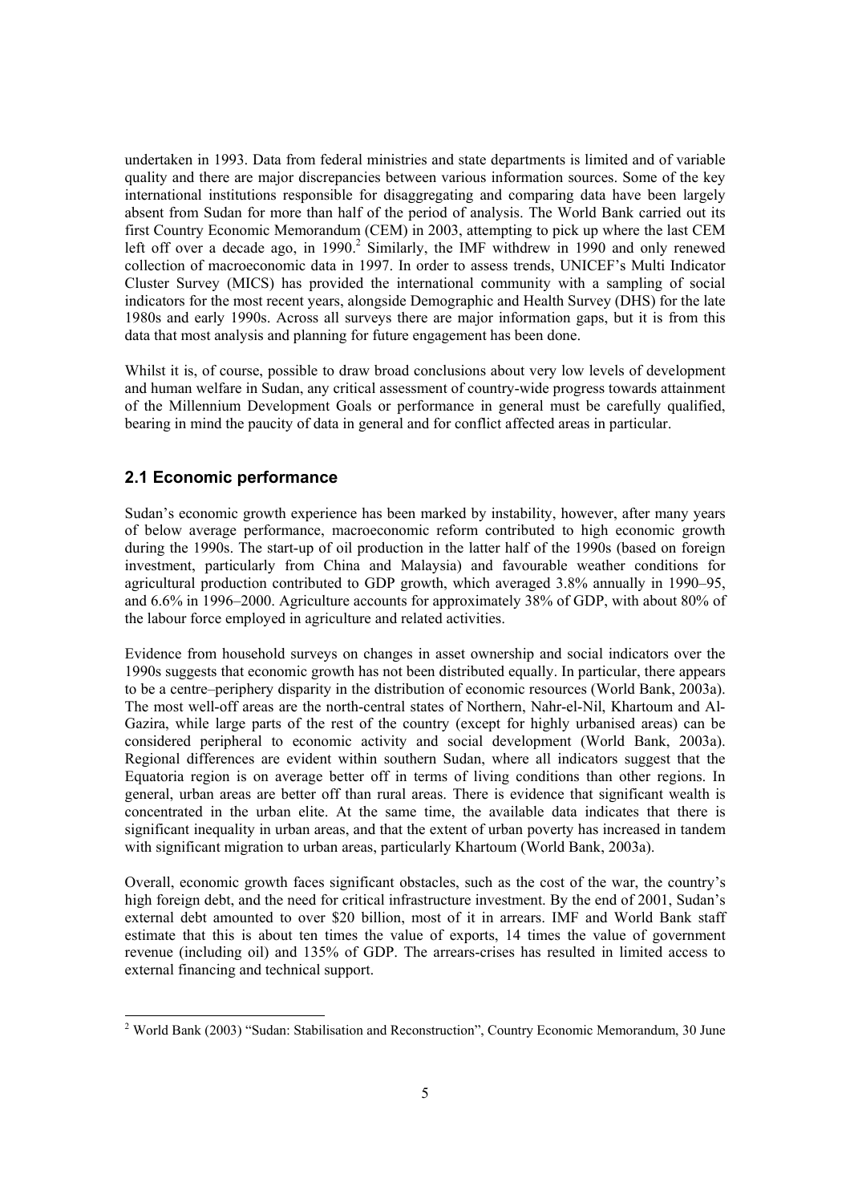undertaken in 1993. Data from federal ministries and state departments is limited and of variable quality and there are major discrepancies between various information sources. Some of the key international institutions responsible for disaggregating and comparing data have been largely absent from Sudan for more than half of the period of analysis. The World Bank carried out its first Country Economic Memorandum (CEM) in 2003, attempting to pick up where the last CEM left off over a decade ago, in 1990.[2] Similarly, the IMF withdrew in 1990 and only renewed collection of macroeconomic data in 1997. In order to assess trends, UNICEF's Multi Indicator Cluster Survey (MICS) has provided the international community with a sampling of social indicators for the most recent years, alongside Demographic and Health Survey (DHS) for the late 1980s and early 1990s. Across all surveys there are major information gaps, but it is from this data that most analysis and planning for future engagement has been done.

Whilst it is, of course, possible to draw broad conclusions about very low levels of development and human welfare in Sudan, any critical assessment of country-wide progress towards attainment of the Millennium Development Goals or performance in general must be carefully qualified, bearing in mind the paucity of data in general and for conflict affected areas in particular.

## 2.1 Economic performance

Sudan's economic growth experience has been marked by instability, however, after many years of below average performance, macroeconomic reform contributed to high economic growth during the 1990s. The start-up of oil production in the latter half of the 1990s (based on foreign investment, particularly from China and Malaysia) and favourable weather conditions for agricultural production contributed to GDP growth, which averaged 3.8% annually in 1990–95, and 6.6% in 1996–2000. Agriculture accounts for approximately 38% of GDP, with about 80% of the labour force employed in agriculture and related activities.

Evidence from household surveys on changes in asset ownership and social indicators over the 1990s suggests that economic growth has not been distributed equally. In particular, there appears to be a centre–periphery disparity in the distribution of economic resources (World Bank, 2003a). The most well-off areas are the north-central states of Northern, Nahr-el-Nil, Khartoum and Al-Gazira, while large parts of the rest of the country (except for highly urbanised areas) can be considered peripheral to economic activity and social development (World Bank, 2003a). Regional differences are evident within southern Sudan, where all indicators suggest that the Equatoria region is on average better off in terms of living conditions than other regions. In general, urban areas are better off than rural areas. There is evidence that significant wealth is concentrated in the urban elite. At the same time, the available data indicates that there is significant inequality in urban areas, and that the extent of urban poverty has increased in tandem with significant migration to urban areas, particularly Khartoum (World Bank, 2003a).

Overall, economic growth faces significant obstacles, such as the cost of the war, the country's high foreign debt, and the need for critical infrastructure investment. By the end of 2001, Sudan's external debt amounted to over $20 billion, most of it in arrears. IMF and World Bank staff estimate that this is about ten times the value of exports, 14 times the value of government revenue (including oil) and 135% of GDP. The arrears-crises has resulted in limited access to external financing and technical support.

[2] World Bank (2003) "Sudan: Stabilisation and Reconstruction", Country Economic Memorandum, 30 June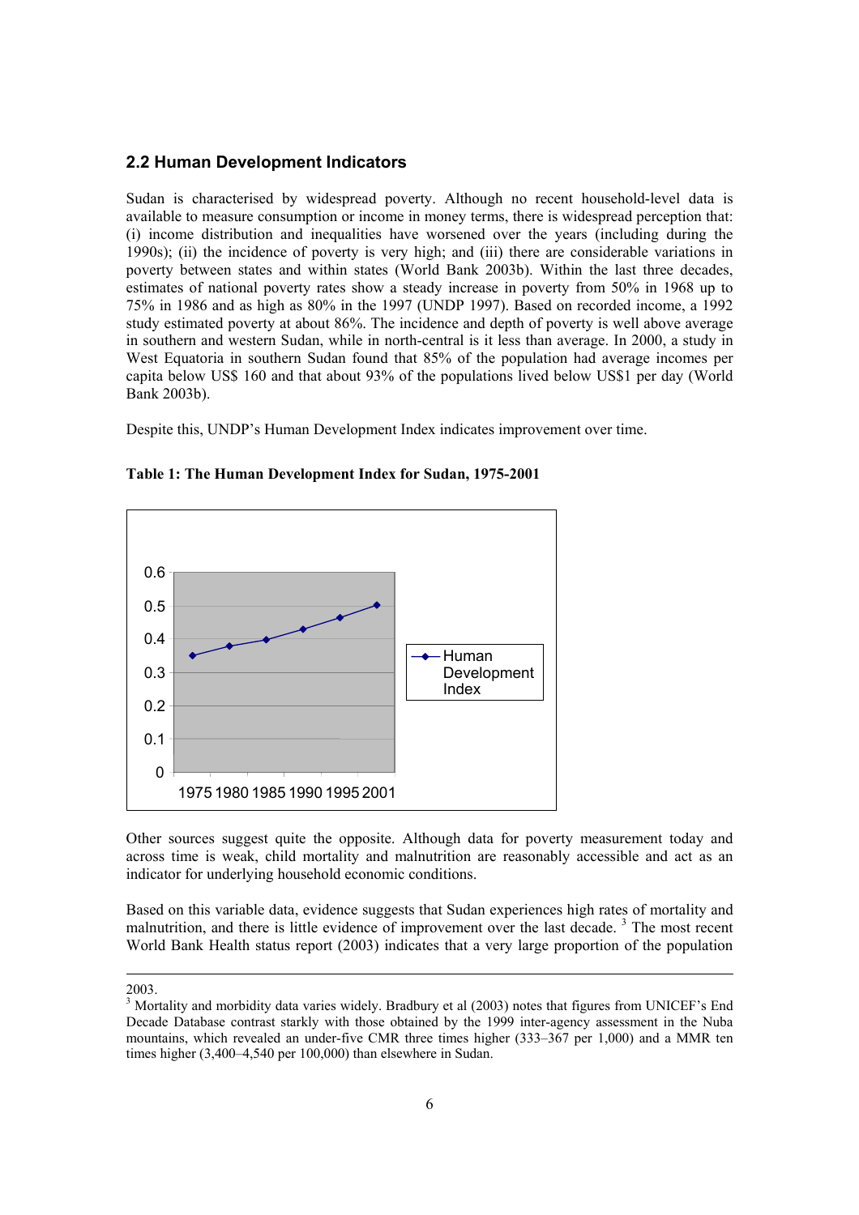## 2.2 Human Development Indicators

Sudan is characterised by widespread poverty. Although no recent household-level data is available to measure consumption or income in money terms, there is widespread perception that: (i) income distribution and inequalities have worsened over the years (including during the 1990s); (ii) the incidence of poverty is very high; and (iii) there are considerable variations in poverty between states and within states (World Bank 2003b). Within the last three decades, estimates of national poverty rates show a steady increase in poverty from 50% in 1968 up to 75% in 1986 and as high as 80% in the 1997 (UNDP 1997). Based on recorded income, a 1992 study estimated poverty at about 86%. The incidence and depth of poverty is well above average in southern and western Sudan, while in north-central is it less than average. In 2000, a study in West Equatoria in southern Sudan found that 85% of the population had average incomes per capita below US$ 160 and that about 93% of the populations lived below US$1 per day (World Bank 2003b).

Despite this, UNDP's Human Development Index indicates improvement over time.

**Table 1: The Human Development Index for Sudan, 1975-2001**

Other sources suggest quite the opposite. Although data for poverty measurement today and across time is weak, child mortality and malnutrition are reasonably accessible and act as an indicator for underlying household economic conditions.

Based on this variable data, evidence suggests that Sudan experiences high rates of mortality and malnutrition, and there is little evidence of improvement over the last decade. [3] The most recent World Bank Health status report (2003) indicates that a very large proportion of the population

---

2003.

[3] Mortality and morbidity data varies widely. Bradbury et al (2003) notes that figures from UNICEF's End Decade Database contrast starkly with those obtained by the 1999 inter-agency assessment in the Nuba mountains, which revealed an under-five CMR three times higher (333–367 per 1,000) and a MMR ten times higher (3,400–4,540 per 100,000) than elsewhere in Sudan.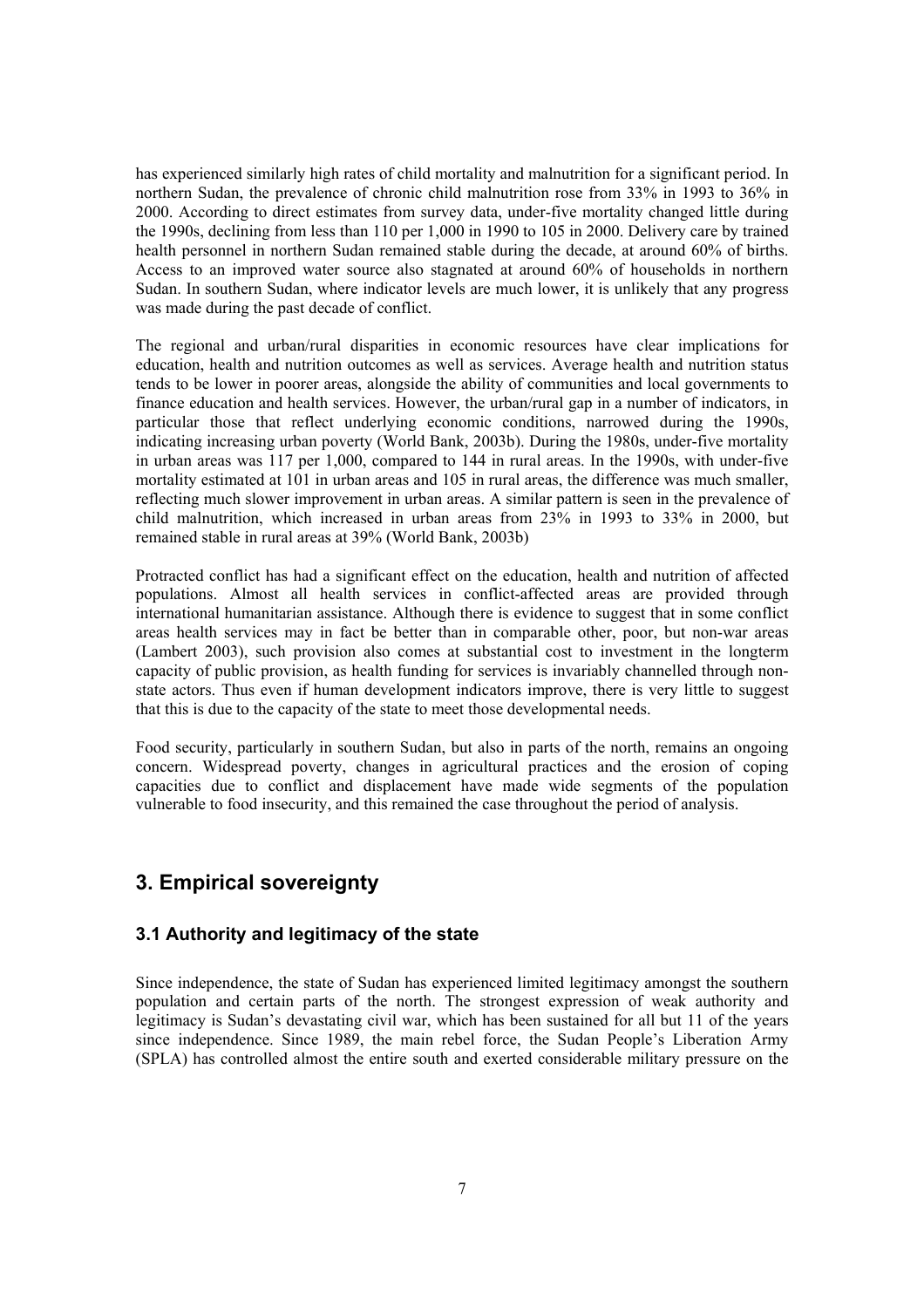has experienced similarly high rates of child mortality and malnutrition for a significant period. In northern Sudan, the prevalence of chronic child malnutrition rose from 33% in 1993 to 36% in 2000. According to direct estimates from survey data, under-five mortality changed little during the 1990s, declining from less than 110 per 1,000 in 1990 to 105 in 2000. Delivery care by trained health personnel in northern Sudan remained stable during the decade, at around 60% of births. Access to an improved water source also stagnated at around 60% of households in northern Sudan. In southern Sudan, where indicator levels are much lower, it is unlikely that any progress was made during the past decade of conflict.

The regional and urban/rural disparities in economic resources have clear implications for education, health and nutrition outcomes as well as services. Average health and nutrition status tends to be lower in poorer areas, alongside the ability of communities and local governments to finance education and health services. However, the urban/rural gap in a number of indicators, in particular those that reflect underlying economic conditions, narrowed during the 1990s, indicating increasing urban poverty (World Bank, 2003b). During the 1980s, under-five mortality in urban areas was 117 per 1,000, compared to 144 in rural areas. In the 1990s, with under-five mortality estimated at 101 in urban areas and 105 in rural areas, the difference was much smaller, reflecting much slower improvement in urban areas. A similar pattern is seen in the prevalence of child malnutrition, which increased in urban areas from 23% in 1993 to 33% in 2000, but remained stable in rural areas at 39% (World Bank, 2003b)

Protracted conflict has had a significant effect on the education, health and nutrition of affected populations. Almost all health services in conflict-affected areas are provided through international humanitarian assistance. Although there is evidence to suggest that in some conflict areas health services may in fact be better than in comparable other, poor, but non-war areas (Lambert 2003), such provision also comes at substantial cost to investment in the longterm capacity of public provision, as health funding for services is invariably channelled through non-state actors. Thus even if human development indicators improve, there is very little to suggest that this is due to the capacity of the state to meet those developmental needs.

Food security, particularly in southern Sudan, but also in parts of the north, remains an ongoing concern. Widespread poverty, changes in agricultural practices and the erosion of coping capacities due to conflict and displacement have made wide segments of the population vulnerable to food insecurity, and this remained the case throughout the period of analysis.

## 3. Empirical sovereignty

### 3.1 Authority and legitimacy of the state

Since independence, the state of Sudan has experienced limited legitimacy amongst the southern population and certain parts of the north. The strongest expression of weak authority and legitimacy is Sudan's devastating civil war, which has been sustained for all but 11 of the years since independence. Since 1989, the main rebel force, the Sudan People's Liberation Army (SPLA) has controlled almost the entire south and exerted considerable military pressure on the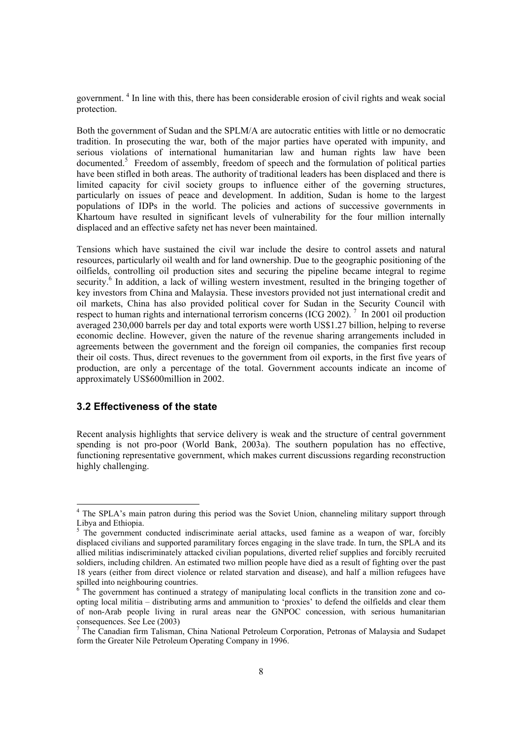government. [4] In line with this, there has been considerable erosion of civil rights and weak social protection.

Both the government of Sudan and the SPLM/A are autocratic entities with little or no democratic tradition. In prosecuting the war, both of the major parties have operated with impunity, and serious violations of international humanitarian law and human rights law have been documented.[5] Freedom of assembly, freedom of speech and the formulation of political parties have been stifled in both areas. The authority of traditional leaders has been displaced and there is limited capacity for civil society groups to influence either of the governing structures, particularly on issues of peace and development. In addition, Sudan is home to the largest populations of IDPs in the world. The policies and actions of successive governments in Khartoum have resulted in significant levels of vulnerability for the four million internally displaced and an effective safety net has never been maintained.

Tensions which have sustained the civil war include the desire to control assets and natural resources, particularly oil wealth and for land ownership. Due to the geographic positioning of the oilfields, controlling oil production sites and securing the pipeline became integral to regime security.[6] In addition, a lack of willing western investment, resulted in the bringing together of key investors from China and Malaysia. These investors provided not just international credit and oil markets, China has also provided political cover for Sudan in the Security Council with respect to human rights and international terrorism concerns (ICG 2002). [7] In 2001 oil production averaged 230,000 barrels per day and total exports were worth US$1.27 billion, helping to reverse economic decline. However, given the nature of the revenue sharing arrangements included in agreements between the government and the foreign oil companies, the companies first recoup their oil costs. Thus, direct revenues to the government from oil exports, in the first five years of production, are only a percentage of the total. Government accounts indicate an income of approximately US$600million in 2002.

### 3.2 Effectiveness of the state

Recent analysis highlights that service delivery is weak and the structure of central government spending is not pro-poor (World Bank, 2003a). The southern population has no effective, functioning representative government, which makes current discussions regarding reconstruction highly challenging.

---

[4] The SPLA's main patron during this period was the Soviet Union, channeling military support through Libya and Ethiopia.

[5] The government conducted indiscriminate aerial attacks, used famine as a weapon of war, forcibly displaced civilians and supported paramilitary forces engaging in the slave trade. In turn, the SPLA and its allied militias indiscriminately attacked civilian populations, diverted relief supplies and forcibly recruited soldiers, including children. An estimated two million people have died as a result of fighting over the past 18 years (either from direct violence or related starvation and disease), and half a million refugees have spilled into neighbouring countries.

[6] The government has continued a strategy of manipulating local conflicts in the transition zone and co-opting local militia – distributing arms and ammunition to 'proxies' to defend the oilfields and clear them of non-Arab people living in rural areas near the GNPOC concession, with serious humanitarian consequences. See Lee (2003)

[7] The Canadian firm Talisman, China National Petroleum Corporation, Petronas of Malaysia and Sudapet form the Greater Nile Petroleum Operating Company in 1996.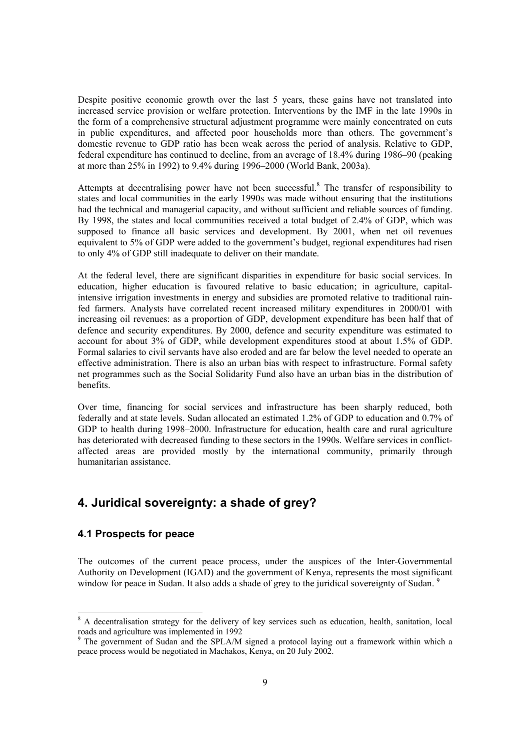Despite positive economic growth over the last 5 years, these gains have not translated into increased service provision or welfare protection. Interventions by the IMF in the late 1990s in the form of a comprehensive structural adjustment programme were mainly concentrated on cuts in public expenditures, and affected poor households more than others. The government's domestic revenue to GDP ratio has been weak across the period of analysis. Relative to GDP, federal expenditure has continued to decline, from an average of 18.4% during 1986–90 (peaking at more than 25% in 1992) to 9.4% during 1996–2000 (World Bank, 2003a).

Attempts at decentralising power have not been successful.[8] The transfer of responsibility to states and local communities in the early 1990s was made without ensuring that the institutions had the technical and managerial capacity, and without sufficient and reliable sources of funding. By 1998, the states and local communities received a total budget of 2.4% of GDP, which was supposed to finance all basic services and development. By 2001, when net oil revenues equivalent to 5% of GDP were added to the government's budget, regional expenditures had risen to only 4% of GDP still inadequate to deliver on their mandate.

At the federal level, there are significant disparities in expenditure for basic social services. In education, higher education is favoured relative to basic education; in agriculture, capital-intensive irrigation investments in energy and subsidies are promoted relative to traditional rain-fed farmers. Analysts have correlated recent increased military expenditures in 2000/01 with increasing oil revenues: as a proportion of GDP, development expenditure has been half that of defence and security expenditures. By 2000, defence and security expenditure was estimated to account for about 3% of GDP, while development expenditures stood at about 1.5% of GDP. Formal salaries to civil servants have also eroded and are far below the level needed to operate an effective administration. There is also an urban bias with respect to infrastructure. Formal safety net programmes such as the Social Solidarity Fund also have an urban bias in the distribution of benefits.

Over time, financing for social services and infrastructure has been sharply reduced, both federally and at state levels. Sudan allocated an estimated 1.2% of GDP to education and 0.7% of GDP to health during 1998–2000. Infrastructure for education, health care and rural agriculture has deteriorated with decreased funding to these sectors in the 1990s. Welfare services in conflict-affected areas are provided mostly by the international community, primarily through humanitarian assistance.

## 4. Juridical sovereignty: a shade of grey?

### 4.1 Prospects for peace

The outcomes of the current peace process, under the auspices of the Inter-Governmental Authority on Development (IGAD) and the government of Kenya, represents the most significant window for peace in Sudan. It also adds a shade of grey to the juridical sovereignty of Sudan.[9]

---

[8] A decentralisation strategy for the delivery of key services such as education, health, sanitation, local roads and agriculture was implemented in 1992

[9] The government of Sudan and the SPLA/M signed a protocol laying out a framework within which a peace process would be negotiated in Machakos, Kenya, on 20 July 2002.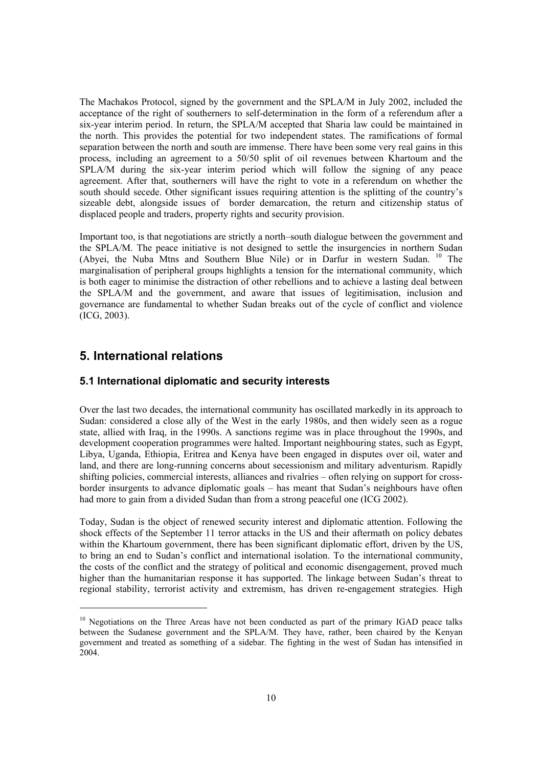The Machakos Protocol, signed by the government and the SPLA/M in July 2002, included the acceptance of the right of southerners to self-determination in the form of a referendum after a six-year interim period. In return, the SPLA/M accepted that Sharia law could be maintained in the north. This provides the potential for two independent states. The ramifications of formal separation between the north and south are immense. There have been some very real gains in this process, including an agreement to a 50/50 split of oil revenues between Khartoum and the SPLA/M during the six-year interim period which will follow the signing of any peace agreement. After that, southerners will have the right to vote in a referendum on whether the south should secede. Other significant issues requiring attention is the splitting of the country's sizeable debt, alongside issues of border demarcation, the return and citizenship status of displaced people and traders, property rights and security provision.

Important too, is that negotiations are strictly a north–south dialogue between the government and the SPLA/M. The peace initiative is not designed to settle the insurgencies in northern Sudan (Abyei, the Nuba Mtns and Southern Blue Nile) or in Darfur in western Sudan. [10] The marginalisation of peripheral groups highlights a tension for the international community, which is both eager to minimise the distraction of other rebellions and to achieve a lasting deal between the SPLA/M and the government, and aware that issues of legitimisation, inclusion and governance are fundamental to whether Sudan breaks out of the cycle of conflict and violence (ICG, 2003).

## 5. International relations

### 5.1 International diplomatic and security interests

Over the last two decades, the international community has oscillated markedly in its approach to Sudan: considered a close ally of the West in the early 1980s, and then widely seen as a rogue state, allied with Iraq, in the 1990s. A sanctions regime was in place throughout the 1990s, and development cooperation programmes were halted. Important neighbouring states, such as Egypt, Libya, Uganda, Ethiopia, Eritrea and Kenya have been engaged in disputes over oil, water and land, and there are long-running concerns about secessionism and military adventurism. Rapidly shifting policies, commercial interests, alliances and rivalries – often relying on support for cross-border insurgents to advance diplomatic goals – has meant that Sudan's neighbours have often had more to gain from a divided Sudan than from a strong peaceful one (ICG 2002).

Today, Sudan is the object of renewed security interest and diplomatic attention. Following the shock effects of the September 11 terror attacks in the US and their aftermath on policy debates within the Khartoum government, there has been significant diplomatic effort, driven by the US, to bring an end to Sudan's conflict and international isolation. To the international community, the costs of the conflict and the strategy of political and economic disengagement, proved much higher than the humanitarian response it has supported. The linkage between Sudan's threat to regional stability, terrorist activity and extremism, has driven re-engagement strategies. High

---

[10] Negotiations on the Three Areas have not been conducted as part of the primary IGAD peace talks between the Sudanese government and the SPLA/M. They have, rather, been chaired by the Kenyan government and treated as something of a sidebar. The fighting in the west of Sudan has intensified in 2004.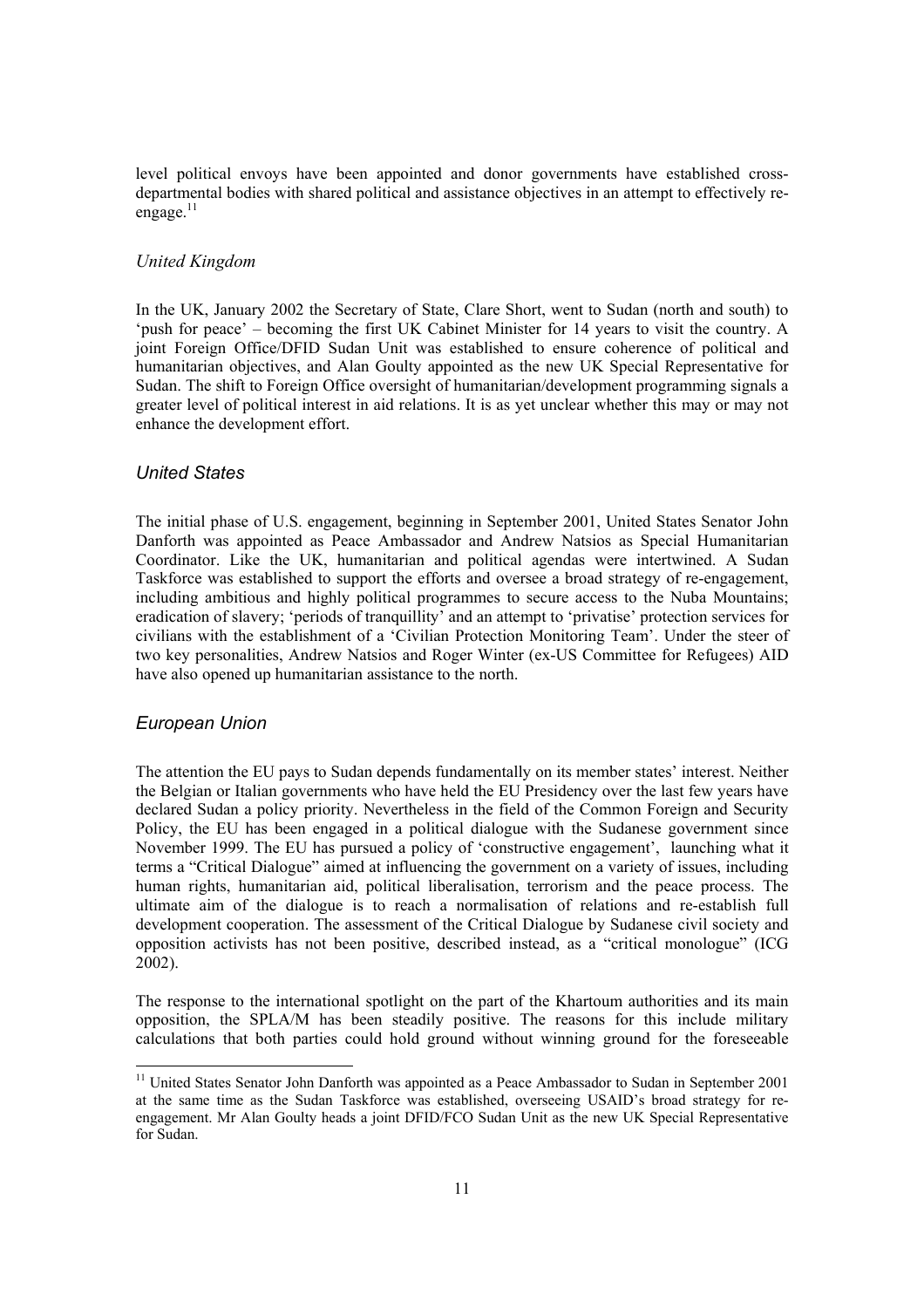level political envoys have been appointed and donor governments have established cross-departmental bodies with shared political and assistance objectives in an attempt to effectively re-engage.[11]

### *United Kingdom*

In the UK, January 2002 the Secretary of State, Clare Short, went to Sudan (north and south) to 'push for peace' – becoming the first UK Cabinet Minister for 14 years to visit the country. A joint Foreign Office/DFID Sudan Unit was established to ensure coherence of political and humanitarian objectives, and Alan Goulty appointed as the new UK Special Representative for Sudan. The shift to Foreign Office oversight of humanitarian/development programming signals a greater level of political interest in aid relations. It is as yet unclear whether this may or may not enhance the development effort.

### *United States*

The initial phase of U.S. engagement, beginning in September 2001, United States Senator John Danforth was appointed as Peace Ambassador and Andrew Natsios as Special Humanitarian Coordinator. Like the UK, humanitarian and political agendas were intertwined. A Sudan Taskforce was established to support the efforts and oversee a broad strategy of re-engagement, including ambitious and highly political programmes to secure access to the Nuba Mountains; eradication of slavery; 'periods of tranquillity' and an attempt to 'privatise' protection services for civilians with the establishment of a 'Civilian Protection Monitoring Team'. Under the steer of two key personalities, Andrew Natsios and Roger Winter (ex-US Committee for Refugees) AID have also opened up humanitarian assistance to the north.

### *European Union*

The attention the EU pays to Sudan depends fundamentally on its member states' interest. Neither the Belgian or Italian governments who have held the EU Presidency over the last few years have declared Sudan a policy priority. Nevertheless in the field of the Common Foreign and Security Policy, the EU has been engaged in a political dialogue with the Sudanese government since November 1999. The EU has pursued a policy of 'constructive engagement', launching what it terms a "Critical Dialogue" aimed at influencing the government on a variety of issues, including human rights, humanitarian aid, political liberalisation, terrorism and the peace process. The ultimate aim of the dialogue is to reach a normalisation of relations and re-establish full development cooperation. The assessment of the Critical Dialogue by Sudanese civil society and opposition activists has not been positive, described instead, as a "critical monologue" (ICG 2002).

The response to the international spotlight on the part of the Khartoum authorities and its main opposition, the SPLA/M has been steadily positive. The reasons for this include military calculations that both parties could hold ground without winning ground for the foreseeable

---

[11] United States Senator John Danforth was appointed as a Peace Ambassador to Sudan in September 2001 at the same time as the Sudan Taskforce was established, overseeing USAID's broad strategy for re-engagement. Mr Alan Goulty heads a joint DFID/FCO Sudan Unit as the new UK Special Representative for Sudan.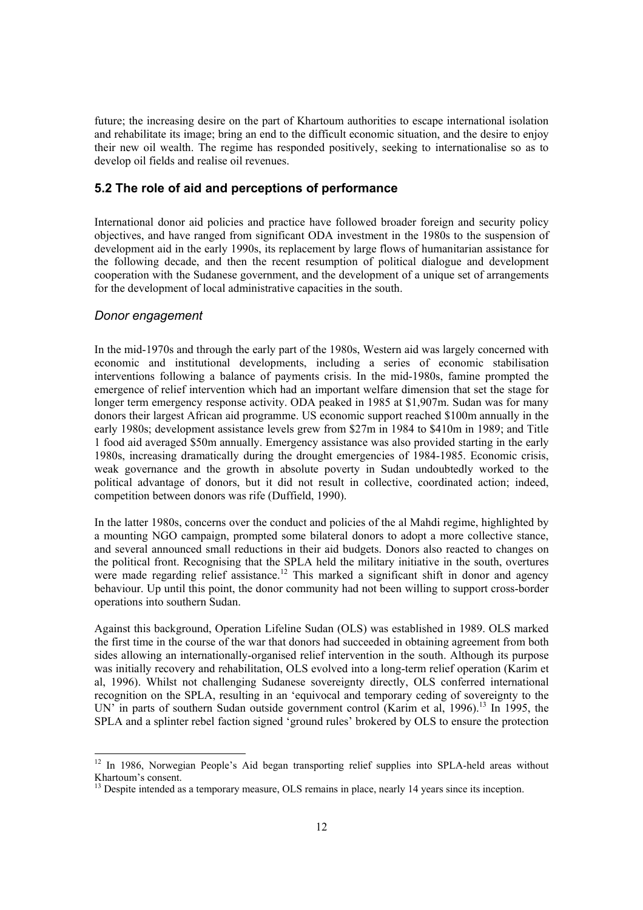future; the increasing desire on the part of Khartoum authorities to escape international isolation and rehabilitate its image; bring an end to the difficult economic situation, and the desire to enjoy their new oil wealth. The regime has responded positively, seeking to internationalise so as to develop oil fields and realise oil revenues.

## 5.2 The role of aid and perceptions of performance

International donor aid policies and practice have followed broader foreign and security policy objectives, and have ranged from significant ODA investment in the 1980s to the suspension of development aid in the early 1990s, its replacement by large flows of humanitarian assistance for the following decade, and then the recent resumption of political dialogue and development cooperation with the Sudanese government, and the development of a unique set of arrangements for the development of local administrative capacities in the south.

### *Donor engagement*

In the mid-1970s and through the early part of the 1980s, Western aid was largely concerned with economic and institutional developments, including a series of economic stabilisation interventions following a balance of payments crisis. In the mid-1980s, famine prompted the emergence of relief intervention which had an important welfare dimension that set the stage for longer term emergency response activity. ODA peaked in 1985 at \$1,907m. Sudan was for many donors their largest African aid programme. US economic support reached \$100m annually in the early 1980s; development assistance levels grew from \$27m in 1984 to \$410m in 1989; and Title 1 food aid averaged \$50m annually. Emergency assistance was also provided starting in the early 1980s, increasing dramatically during the drought emergencies of 1984-1985. Economic crisis, weak governance and the growth in absolute poverty in Sudan undoubtedly worked to the political advantage of donors, but it did not result in collective, coordinated action; indeed, competition between donors was rife (Duffield, 1990).

In the latter 1980s, concerns over the conduct and policies of the al Mahdi regime, highlighted by a mounting NGO campaign, prompted some bilateral donors to adopt a more collective stance, and several announced small reductions in their aid budgets. Donors also reacted to changes on the political front. Recognising that the SPLA held the military initiative in the south, overtures were made regarding relief assistance.[12] This marked a significant shift in donor and agency behaviour. Up until this point, the donor community had not been willing to support cross-border operations into southern Sudan.

Against this background, Operation Lifeline Sudan (OLS) was established in 1989. OLS marked the first time in the course of the war that donors had succeeded in obtaining agreement from both sides allowing an internationally-organised relief intervention in the south. Although its purpose was initially recovery and rehabilitation, OLS evolved into a long-term relief operation (Karim et al, 1996). Whilst not challenging Sudanese sovereignty directly, OLS conferred international recognition on the SPLA, resulting in an 'equivocal and temporary ceding of sovereignty to the UN' in parts of southern Sudan outside government control (Karim et al, 1996).[13] In 1995, the SPLA and a splinter rebel faction signed 'ground rules' brokered by OLS to ensure the protection

---

[12] In 1986, Norwegian People's Aid began transporting relief supplies into SPLA-held areas without Khartoum's consent.

[13] Despite intended as a temporary measure, OLS remains in place, nearly 14 years since its inception.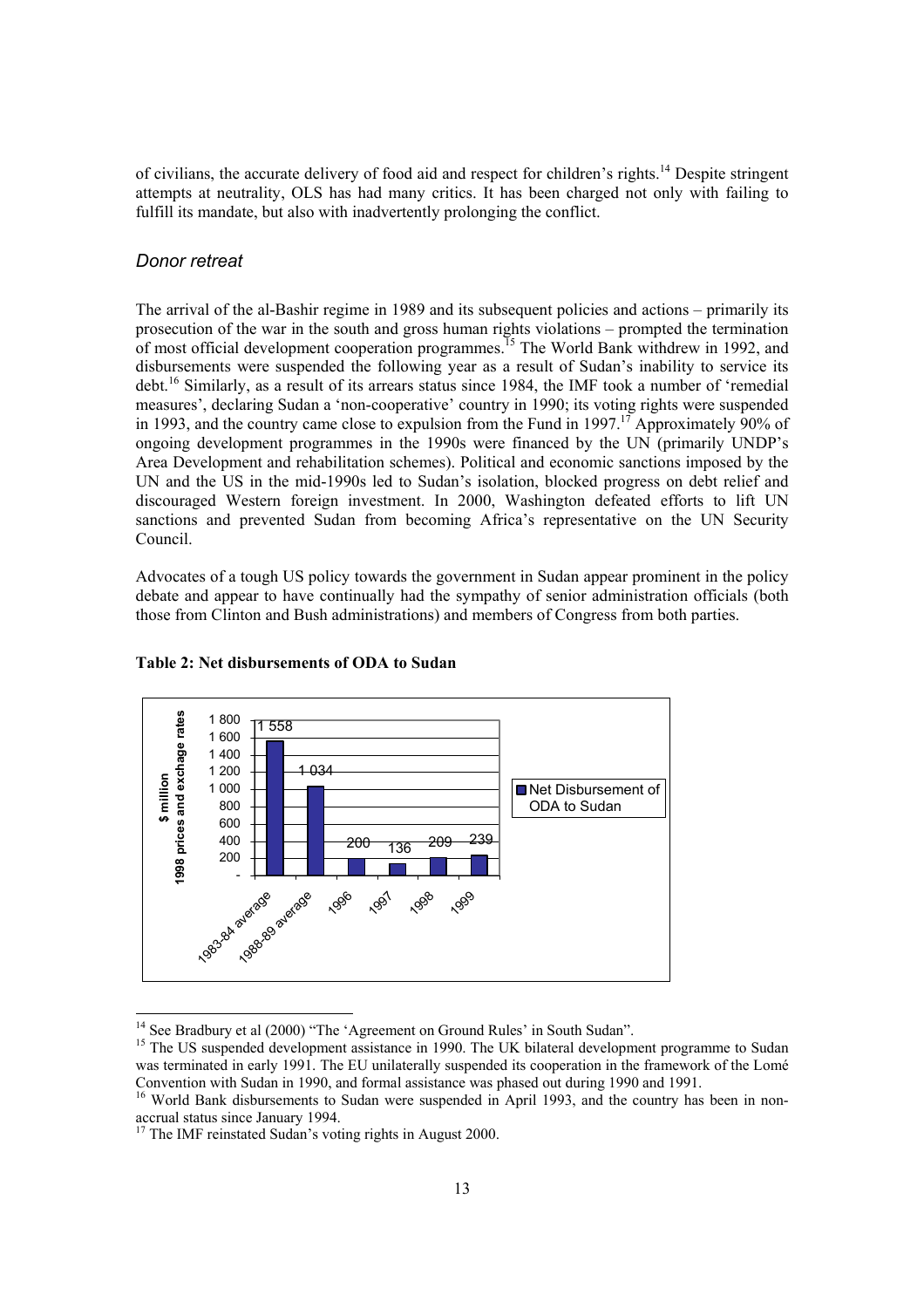of civilians, the accurate delivery of food aid and respect for children's rights.[14] Despite stringent attempts at neutrality, OLS has had many critics. It has been charged not only with failing to fulfill its mandate, but also with inadvertently prolonging the conflict.

## *Donor retreat*

The arrival of the al-Bashir regime in 1989 and its subsequent policies and actions – primarily its prosecution of the war in the south and gross human rights violations – prompted the termination of most official development cooperation programmes.[15] The World Bank withdrew in 1992, and disbursements were suspended the following year as a result of Sudan's inability to service its debt.[16] Similarly, as a result of its arrears status since 1984, the IMF took a number of 'remedial measures', declaring Sudan a 'non-cooperative' country in 1990; its voting rights were suspended in 1993, and the country came close to expulsion from the Fund in 1997.[17] Approximately 90% of ongoing development programmes in the 1990s were financed by the UN (primarily UNDP's Area Development and rehabilitation schemes). Political and economic sanctions imposed by the UN and the US in the mid-1990s led to Sudan's isolation, blocked progress on debt relief and discouraged Western foreign investment. In 2000, Washington defeated efforts to lift UN sanctions and prevented Sudan from becoming Africa's representative on the UN Security Council.

Advocates of a tough US policy towards the government in Sudan appear prominent in the policy debate and appear to have continually had the sympathy of senior administration officials (both those from Clinton and Bush administrations) and members of Congress from both parties.

**Table 2: Net disbursements of ODA to Sudan**

| | Net Disbursement of ODA to Sudan ($ million, 1998 prices and exchange rates) |
|---|---|
| 1983-84 average | 1 558 |
| 1988-89 average | 1 034 |
| 1996 | 200 |
| 1997 | 136 |
| 1998 | 209 |
| 1999 | 239 |

---

[14] See Bradbury et al (2000) "The 'Agreement on Ground Rules' in South Sudan".

[15] The US suspended development assistance in 1990. The UK bilateral development programme to Sudan was terminated in early 1991. The EU unilaterally suspended its cooperation in the framework of the Lomé Convention with Sudan in 1990, and formal assistance was phased out during 1990 and 1991.

[16] World Bank disbursements to Sudan were suspended in April 1993, and the country has been in non-accrual status since January 1994.

[17] The IMF reinstated Sudan's voting rights in August 2000.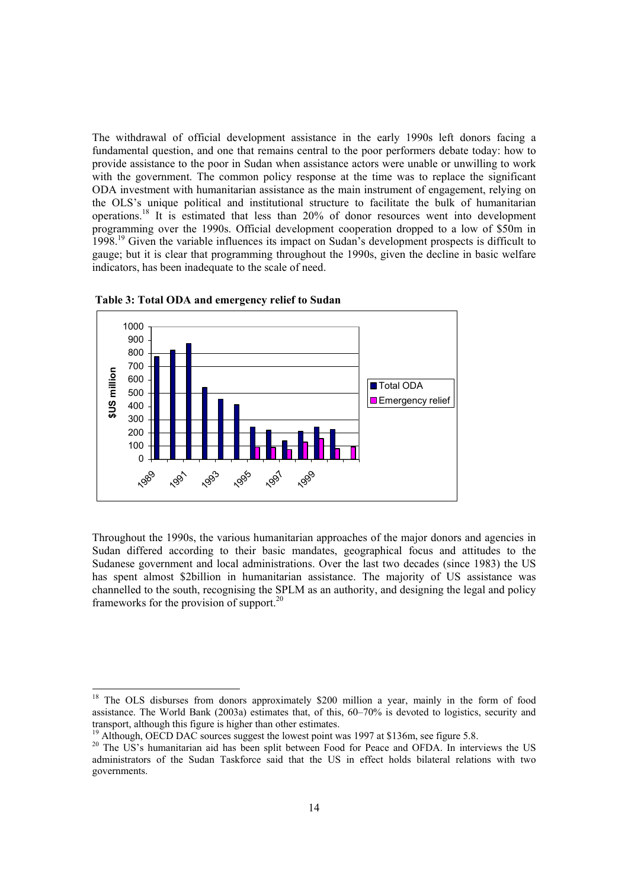The withdrawal of official development assistance in the early 1990s left donors facing a fundamental question, and one that remains central to the poor performers debate today: how to provide assistance to the poor in Sudan when assistance actors were unable or unwilling to work with the government. The common policy response at the time was to replace the significant ODA investment with humanitarian assistance as the main instrument of engagement, relying on the OLS's unique political and institutional structure to facilitate the bulk of humanitarian operations.[18] It is estimated that less than 20% of donor resources went into development programming over the 1990s. Official development cooperation dropped to a low of \$50m in 1998.[19] Given the variable influences its impact on Sudan's development prospects is difficult to gauge; but it is clear that programming throughout the 1990s, given the decline in basic welfare indicators, has been inadequate to the scale of need.

**Table 3: Total ODA and emergency relief to Sudan**

Throughout the 1990s, the various humanitarian approaches of the major donors and agencies in Sudan differed according to their basic mandates, geographical focus and attitudes to the Sudanese government and local administrations. Over the last two decades (since 1983) the US has spent almost \$2billion in humanitarian assistance. The majority of US assistance was channelled to the south, recognising the SPLM as an authority, and designing the legal and policy frameworks for the provision of support.[20]

---

[18] The OLS disburses from donors approximately \$200 million a year, mainly in the form of food assistance. The World Bank (2003a) estimates that, of this, 60–70% is devoted to logistics, security and transport, although this figure is higher than other estimates.

[19] Although, OECD DAC sources suggest the lowest point was 1997 at \$136m, see figure 5.8.

[20] The US's humanitarian aid has been split between Food for Peace and OFDA. In interviews the US administrators of the Sudan Taskforce said that the US in effect holds bilateral relations with two governments.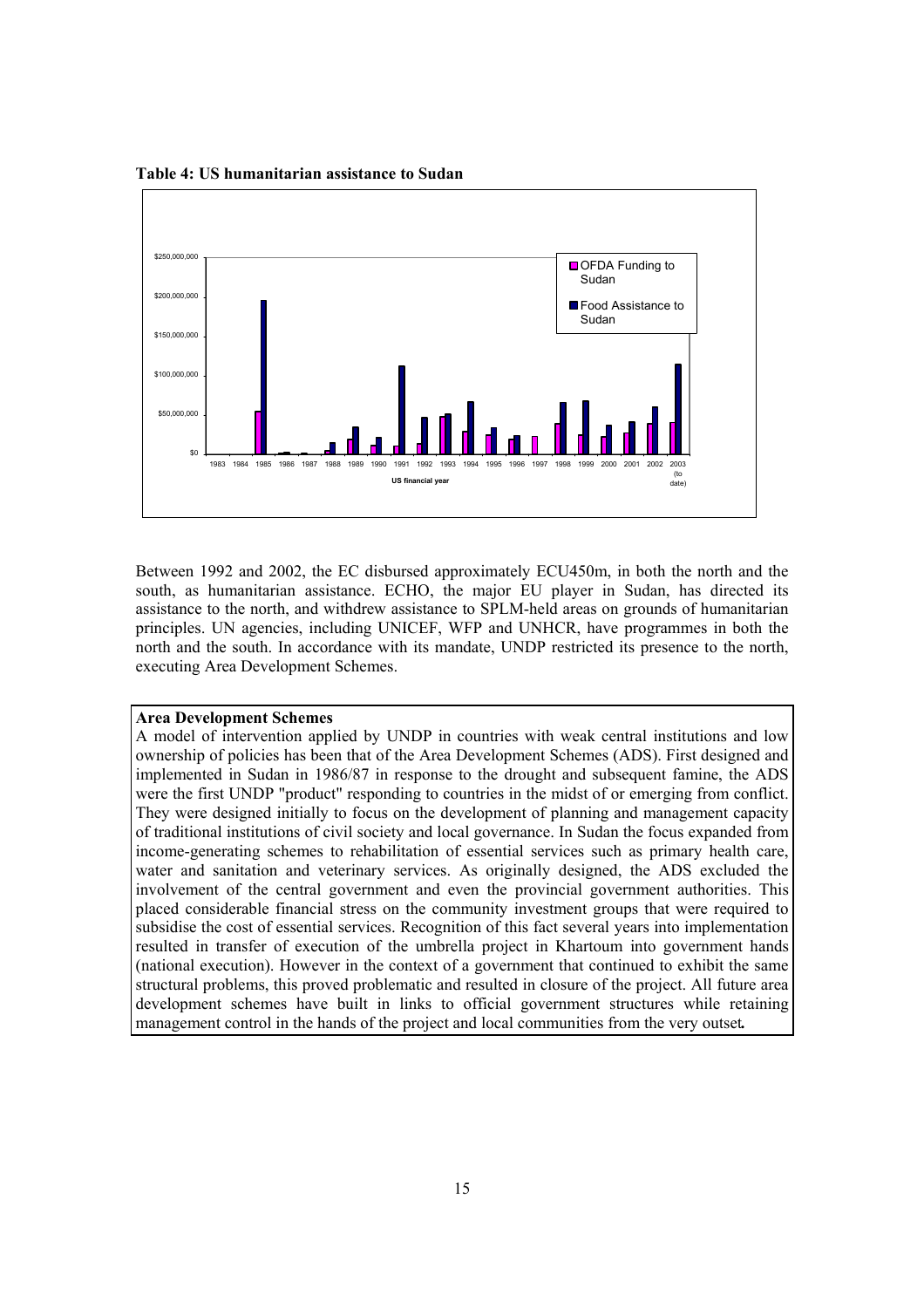**Table 4: US humanitarian assistance to Sudan**

Between 1992 and 2002, the EC disbursed approximately ECU450m, in both the north and the south, as humanitarian assistance. ECHO, the major EU player in Sudan, has directed its assistance to the north, and withdrew assistance to SPLM-held areas on grounds of humanitarian principles. UN agencies, including UNICEF, WFP and UNHCR, have programmes in both the north and the south. In accordance with its mandate, UNDP restricted its presence to the north, executing Area Development Schemes.

**Area Development Schemes**

A model of intervention applied by UNDP in countries with weak central institutions and low ownership of policies has been that of the Area Development Schemes (ADS). First designed and implemented in Sudan in 1986/87 in response to the drought and subsequent famine, the ADS were the first UNDP "product" responding to countries in the midst of or emerging from conflict. They were designed initially to focus on the development of planning and management capacity of traditional institutions of civil society and local governance. In Sudan the focus expanded from income-generating schemes to rehabilitation of essential services such as primary health care, water and sanitation and veterinary services. As originally designed, the ADS excluded the involvement of the central government and even the provincial government authorities. This placed considerable financial stress on the community investment groups that were required to subsidise the cost of essential services. Recognition of this fact several years into implementation resulted in transfer of execution of the umbrella project in Khartoum into government hands (national execution). However in the context of a government that continued to exhibit the same structural problems, this proved problematic and resulted in closure of the project. All future area development schemes have built in links to official government structures while retaining management control in the hands of the project and local communities from the very outset.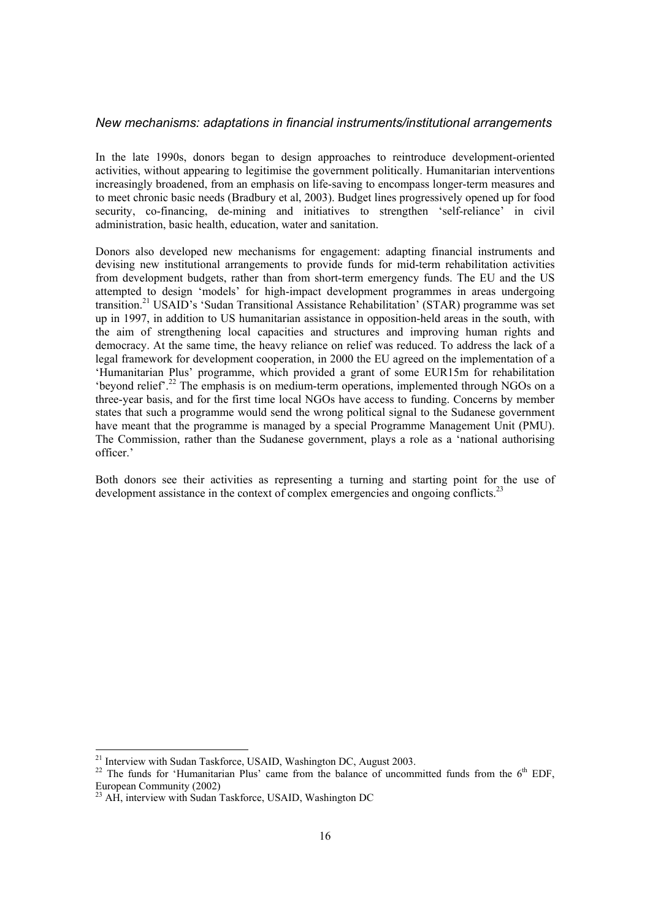### *New mechanisms: adaptations in financial instruments/institutional arrangements*

In the late 1990s, donors began to design approaches to reintroduce development-oriented activities, without appearing to legitimise the government politically. Humanitarian interventions increasingly broadened, from an emphasis on life-saving to encompass longer-term measures and to meet chronic basic needs (Bradbury et al, 2003). Budget lines progressively opened up for food security, co-financing, de-mining and initiatives to strengthen 'self-reliance' in civil administration, basic health, education, water and sanitation.

Donors also developed new mechanisms for engagement: adapting financial instruments and devising new institutional arrangements to provide funds for mid-term rehabilitation activities from development budgets, rather than from short-term emergency funds. The EU and the US attempted to design 'models' for high-impact development programmes in areas undergoing transition.[21] USAID's 'Sudan Transitional Assistance Rehabilitation' (STAR) programme was set up in 1997, in addition to US humanitarian assistance in opposition-held areas in the south, with the aim of strengthening local capacities and structures and improving human rights and democracy. At the same time, the heavy reliance on relief was reduced. To address the lack of a legal framework for development cooperation, in 2000 the EU agreed on the implementation of a 'Humanitarian Plus' programme, which provided a grant of some EUR15m for rehabilitation 'beyond relief'.[22] The emphasis is on medium-term operations, implemented through NGOs on a three-year basis, and for the first time local NGOs have access to funding. Concerns by member states that such a programme would send the wrong political signal to the Sudanese government have meant that the programme is managed by a special Programme Management Unit (PMU). The Commission, rather than the Sudanese government, plays a role as a 'national authorising officer.'

Both donors see their activities as representing a turning and starting point for the use of development assistance in the context of complex emergencies and ongoing conflicts.[23]

---

[21] Interview with Sudan Taskforce, USAID, Washington DC, August 2003.

[22] The funds for 'Humanitarian Plus' came from the balance of uncommitted funds from the 6th EDF, European Community (2002)

[23] AH, interview with Sudan Taskforce, USAID, Washington DC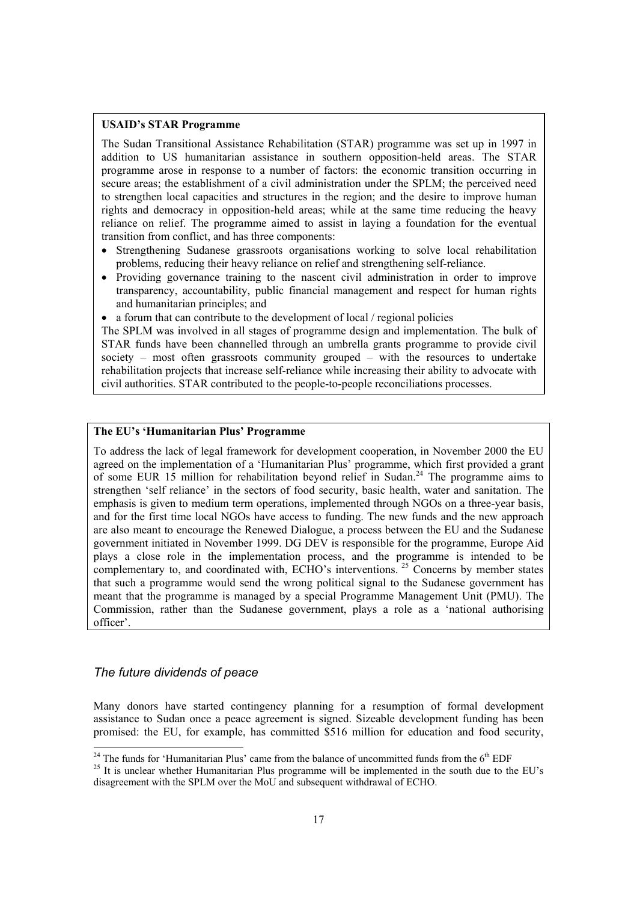**USAID's STAR Programme**

The Sudan Transitional Assistance Rehabilitation (STAR) programme was set up in 1997 in addition to US humanitarian assistance in southern opposition-held areas. The STAR programme arose in response to a number of factors: the economic transition occurring in secure areas; the establishment of a civil administration under the SPLM; the perceived need to strengthen local capacities and structures in the region; and the desire to improve human rights and democracy in opposition-held areas; while at the same time reducing the heavy reliance on relief. The programme aimed to assist in laying a foundation for the eventual transition from conflict, and has three components:

- Strengthening Sudanese grassroots organisations working to solve local rehabilitation problems, reducing their heavy reliance on relief and strengthening self-reliance.
- Providing governance training to the nascent civil administration in order to improve transparency, accountability, public financial management and respect for human rights and humanitarian principles; and
- a forum that can contribute to the development of local / regional policies

The SPLM was involved in all stages of programme design and implementation. The bulk of STAR funds have been channelled through an umbrella grants programme to provide civil society – most often grassroots community grouped – with the resources to undertake rehabilitation projects that increase self-reliance while increasing their ability to advocate with civil authorities. STAR contributed to the people-to-people reconciliations processes.

**The EU's 'Humanitarian Plus' Programme**

To address the lack of legal framework for development cooperation, in November 2000 the EU agreed on the implementation of a 'Humanitarian Plus' programme, which first provided a grant of some EUR 15 million for rehabilitation beyond relief in Sudan.[24] The programme aims to strengthen 'self reliance' in the sectors of food security, basic health, water and sanitation. The emphasis is given to medium term operations, implemented through NGOs on a three-year basis, and for the first time local NGOs have access to funding. The new funds and the new approach are also meant to encourage the Renewed Dialogue, a process between the EU and the Sudanese government initiated in November 1999. DG DEV is responsible for the programme, Europe Aid plays a close role in the implementation process, and the programme is intended to be complementary to, and coordinated with, ECHO's interventions.[25] Concerns by member states that such a programme would send the wrong political signal to the Sudanese government has meant that the programme is managed by a special Programme Management Unit (PMU). The Commission, rather than the Sudanese government, plays a role as a 'national authorising officer'.

### *The future dividends of peace*

Many donors have started contingency planning for a resumption of formal development assistance to Sudan once a peace agreement is signed. Sizeable development funding has been promised: the EU, for example, has committed \$516 million for education and food security,

---

[24] The funds for 'Humanitarian Plus' came from the balance of uncommitted funds from the 6th EDF

[25] It is unclear whether Humanitarian Plus programme will be implemented in the south due to the EU's disagreement with the SPLM over the MoU and subsequent withdrawal of ECHO.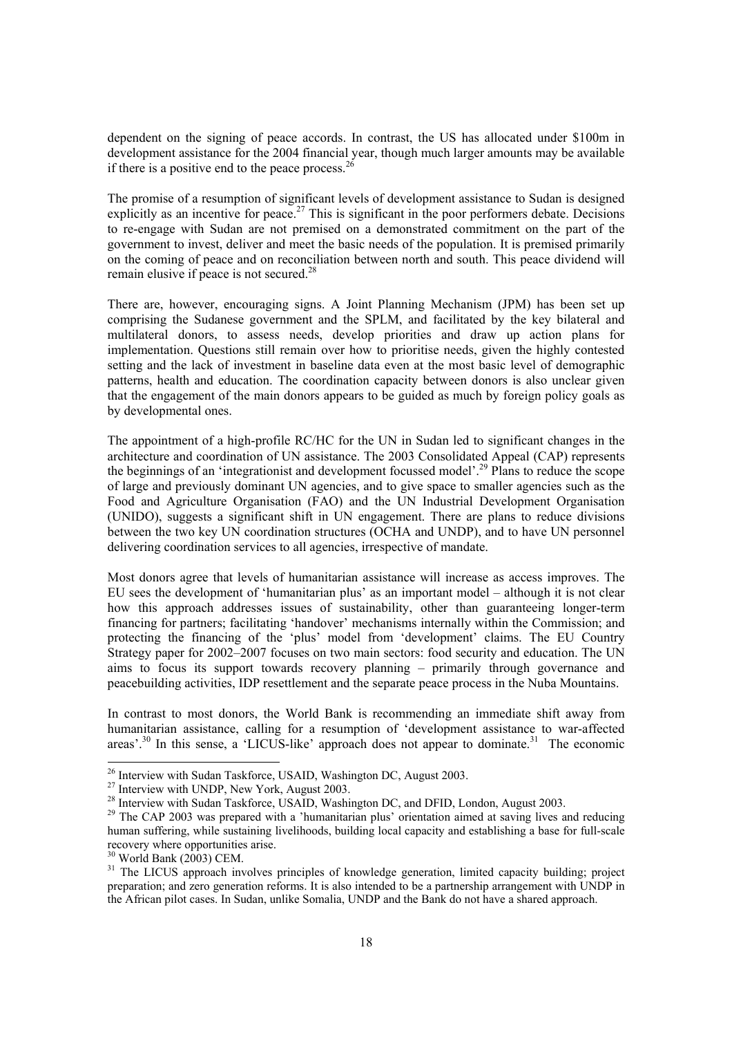dependent on the signing of peace accords. In contrast, the US has allocated under \$100m in development assistance for the 2004 financial year, though much larger amounts may be available if there is a positive end to the peace process.[26]

The promise of a resumption of significant levels of development assistance to Sudan is designed explicitly as an incentive for peace.[27] This is significant in the poor performers debate. Decisions to re-engage with Sudan are not premised on a demonstrated commitment on the part of the government to invest, deliver and meet the basic needs of the population. It is premised primarily on the coming of peace and on reconciliation between north and south. This peace dividend will remain elusive if peace is not secured.[28]

There are, however, encouraging signs. A Joint Planning Mechanism (JPM) has been set up comprising the Sudanese government and the SPLM, and facilitated by the key bilateral and multilateral donors, to assess needs, develop priorities and draw up action plans for implementation. Questions still remain over how to prioritise needs, given the highly contested setting and the lack of investment in baseline data even at the most basic level of demographic patterns, health and education. The coordination capacity between donors is also unclear given that the engagement of the main donors appears to be guided as much by foreign policy goals as by developmental ones.

The appointment of a high-profile RC/HC for the UN in Sudan led to significant changes in the architecture and coordination of UN assistance. The 2003 Consolidated Appeal (CAP) represents the beginnings of an 'integrationist and development focussed model'.[29] Plans to reduce the scope of large and previously dominant UN agencies, and to give space to smaller agencies such as the Food and Agriculture Organisation (FAO) and the UN Industrial Development Organisation (UNIDO), suggests a significant shift in UN engagement. There are plans to reduce divisions between the two key UN coordination structures (OCHA and UNDP), and to have UN personnel delivering coordination services to all agencies, irrespective of mandate.

Most donors agree that levels of humanitarian assistance will increase as access improves. The EU sees the development of 'humanitarian plus' as an important model – although it is not clear how this approach addresses issues of sustainability, other than guaranteeing longer-term financing for partners; facilitating 'handover' mechanisms internally within the Commission; and protecting the financing of the 'plus' model from 'development' claims. The EU Country Strategy paper for 2002–2007 focuses on two main sectors: food security and education. The UN aims to focus its support towards recovery planning – primarily through governance and peacebuilding activities, IDP resettlement and the separate peace process in the Nuba Mountains.

In contrast to most donors, the World Bank is recommending an immediate shift away from humanitarian assistance, calling for a resumption of 'development assistance to war-affected areas'.[30] In this sense, a 'LICUS-like' approach does not appear to dominate.[31] The economic

---

[26] Interview with Sudan Taskforce, USAID, Washington DC, August 2003.

[27] Interview with UNDP, New York, August 2003.

[28] Interview with Sudan Taskforce, USAID, Washington DC, and DFID, London, August 2003.

[29] The CAP 2003 was prepared with a 'humanitarian plus' orientation aimed at saving lives and reducing human suffering, while sustaining livelihoods, building local capacity and establishing a base for full-scale recovery where opportunities arise.

[30] World Bank (2003) CEM.

[31] The LICUS approach involves principles of knowledge generation, limited capacity building; project preparation; and zero generation reforms. It is also intended to be a partnership arrangement with UNDP in the African pilot cases. In Sudan, unlike Somalia, UNDP and the Bank do not have a shared approach.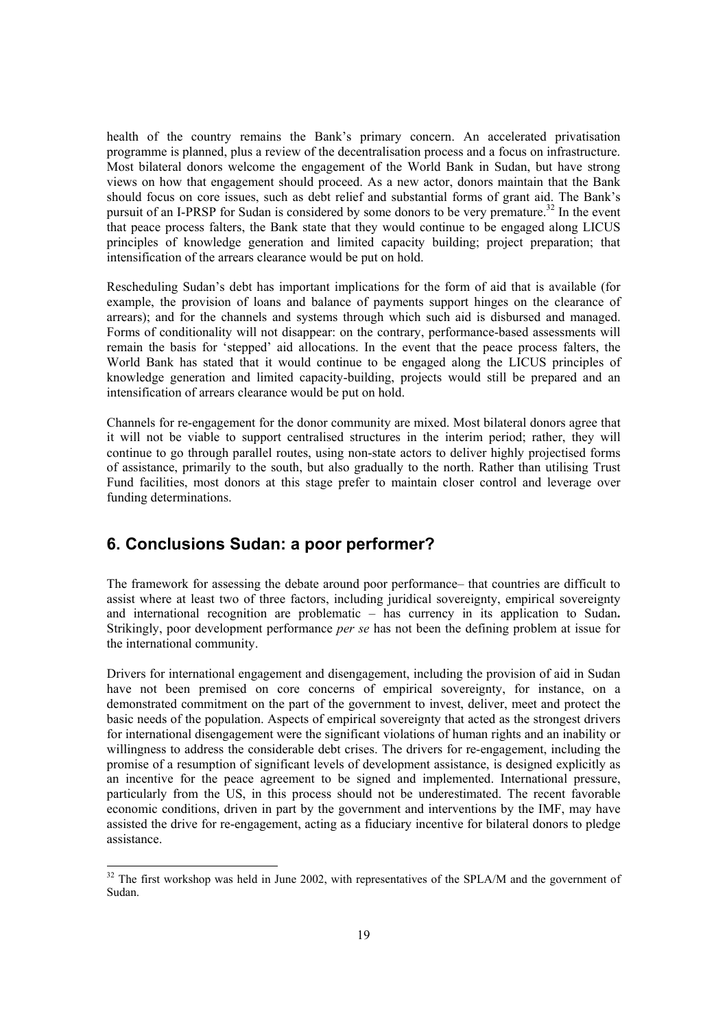health of the country remains the Bank's primary concern. An accelerated privatisation programme is planned, plus a review of the decentralisation process and a focus on infrastructure. Most bilateral donors welcome the engagement of the World Bank in Sudan, but have strong views on how that engagement should proceed. As a new actor, donors maintain that the Bank should focus on core issues, such as debt relief and substantial forms of grant aid. The Bank's pursuit of an I-PRSP for Sudan is considered by some donors to be very premature.[32] In the event that peace process falters, the Bank state that they would continue to be engaged along LICUS principles of knowledge generation and limited capacity building; project preparation; that intensification of the arrears clearance would be put on hold.

Rescheduling Sudan's debt has important implications for the form of aid that is available (for example, the provision of loans and balance of payments support hinges on the clearance of arrears); and for the channels and systems through which such aid is disbursed and managed. Forms of conditionality will not disappear: on the contrary, performance-based assessments will remain the basis for 'stepped' aid allocations. In the event that the peace process falters, the World Bank has stated that it would continue to be engaged along the LICUS principles of knowledge generation and limited capacity-building, projects would still be prepared and an intensification of arrears clearance would be put on hold.

Channels for re-engagement for the donor community are mixed. Most bilateral donors agree that it will not be viable to support centralised structures in the interim period; rather, they will continue to go through parallel routes, using non-state actors to deliver highly projectised forms of assistance, primarily to the south, but also gradually to the north. Rather than utilising Trust Fund facilities, most donors at this stage prefer to maintain closer control and leverage over funding determinations.

## 6. Conclusions Sudan: a poor performer?

The framework for assessing the debate around poor performance– that countries are difficult to assist where at least two of three factors, including juridical sovereignty, empirical sovereignty and international recognition are problematic – has currency in its application to Sudan**.** Strikingly, poor development performance *per se* has not been the defining problem at issue for the international community.

Drivers for international engagement and disengagement, including the provision of aid in Sudan have not been premised on core concerns of empirical sovereignty, for instance, on a demonstrated commitment on the part of the government to invest, deliver, meet and protect the basic needs of the population. Aspects of empirical sovereignty that acted as the strongest drivers for international disengagement were the significant violations of human rights and an inability or willingness to address the considerable debt crises. The drivers for re-engagement, including the promise of a resumption of significant levels of development assistance, is designed explicitly as an incentive for the peace agreement to be signed and implemented. International pressure, particularly from the US, in this process should not be underestimated. The recent favorable economic conditions, driven in part by the government and interventions by the IMF, may have assisted the drive for re-engagement, acting as a fiduciary incentive for bilateral donors to pledge assistance.

[32] The first workshop was held in June 2002, with representatives of the SPLA/M and the government of Sudan.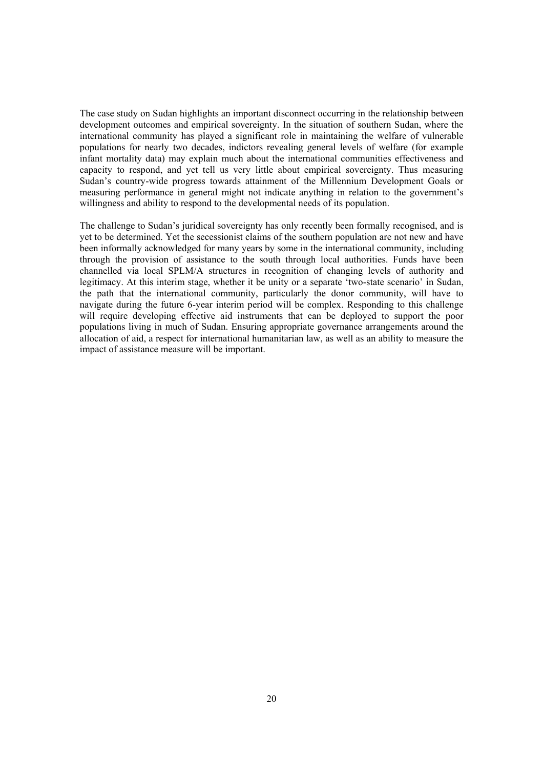The case study on Sudan highlights an important disconnect occurring in the relationship between development outcomes and empirical sovereignty. In the situation of southern Sudan, where the international community has played a significant role in maintaining the welfare of vulnerable populations for nearly two decades, indictors revealing general levels of welfare (for example infant mortality data) may explain much about the international communities effectiveness and capacity to respond, and yet tell us very little about empirical sovereignty. Thus measuring Sudan's country-wide progress towards attainment of the Millennium Development Goals or measuring performance in general might not indicate anything in relation to the government's willingness and ability to respond to the developmental needs of its population.

The challenge to Sudan's juridical sovereignty has only recently been formally recognised, and is yet to be determined. Yet the secessionist claims of the southern population are not new and have been informally acknowledged for many years by some in the international community, including through the provision of assistance to the south through local authorities. Funds have been channelled via local SPLM/A structures in recognition of changing levels of authority and legitimacy. At this interim stage, whether it be unity or a separate 'two-state scenario' in Sudan, the path that the international community, particularly the donor community, will have to navigate during the future 6-year interim period will be complex. Responding to this challenge will require developing effective aid instruments that can be deployed to support the poor populations living in much of Sudan. Ensuring appropriate governance arrangements around the allocation of aid, a respect for international humanitarian law, as well as an ability to measure the impact of assistance measure will be important.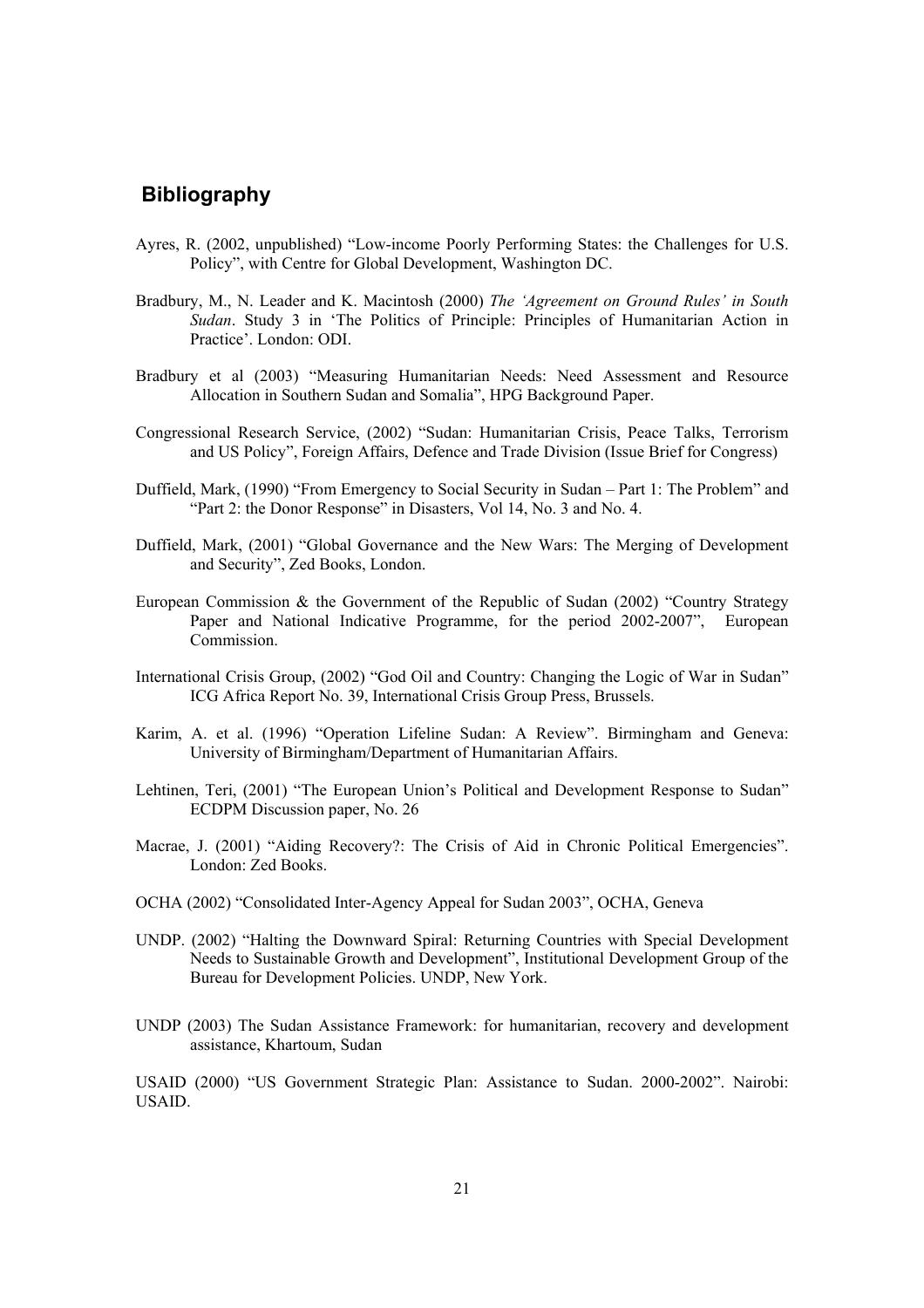## Bibliography

Ayres, R. (2002, unpublished) "Low-income Poorly Performing States: the Challenges for U.S. Policy", with Centre for Global Development, Washington DC.

Bradbury, M., N. Leader and K. Macintosh (2000) *The 'Agreement on Ground Rules' in South Sudan*. Study 3 in 'The Politics of Principle: Principles of Humanitarian Action in Practice'. London: ODI.

Bradbury et al (2003) "Measuring Humanitarian Needs: Need Assessment and Resource Allocation in Southern Sudan and Somalia", HPG Background Paper.

Congressional Research Service, (2002) "Sudan: Humanitarian Crisis, Peace Talks, Terrorism and US Policy", Foreign Affairs, Defence and Trade Division (Issue Brief for Congress)

Duffield, Mark, (1990) "From Emergency to Social Security in Sudan – Part 1: The Problem" and "Part 2: the Donor Response" in Disasters, Vol 14, No. 3 and No. 4.

Duffield, Mark, (2001) "Global Governance and the New Wars: The Merging of Development and Security", Zed Books, London.

European Commission & the Government of the Republic of Sudan (2002) "Country Strategy Paper and National Indicative Programme, for the period 2002-2007", European Commission.

International Crisis Group, (2002) "God Oil and Country: Changing the Logic of War in Sudan" ICG Africa Report No. 39, International Crisis Group Press, Brussels.

Karim, A. et al. (1996) "Operation Lifeline Sudan: A Review". Birmingham and Geneva: University of Birmingham/Department of Humanitarian Affairs.

Lehtinen, Teri, (2001) "The European Union's Political and Development Response to Sudan" ECDPM Discussion paper, No. 26

Macrae, J. (2001) "Aiding Recovery?: The Crisis of Aid in Chronic Political Emergencies". London: Zed Books.

OCHA (2002) "Consolidated Inter-Agency Appeal for Sudan 2003", OCHA, Geneva

UNDP. (2002) "Halting the Downward Spiral: Returning Countries with Special Development Needs to Sustainable Growth and Development", Institutional Development Group of the Bureau for Development Policies. UNDP, New York.

UNDP (2003) The Sudan Assistance Framework: for humanitarian, recovery and development assistance, Khartoum, Sudan

USAID (2000) "US Government Strategic Plan: Assistance to Sudan. 2000-2002". Nairobi: USAID.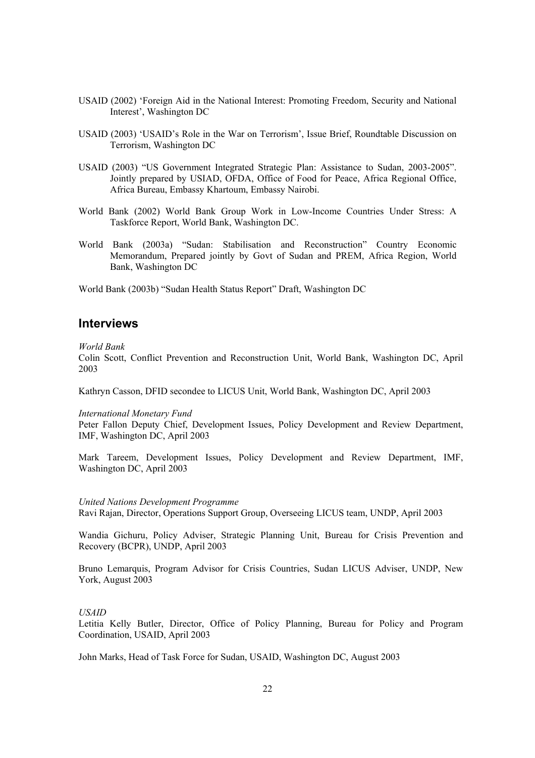USAID (2002) 'Foreign Aid in the National Interest: Promoting Freedom, Security and National Interest', Washington DC

USAID (2003) 'USAID's Role in the War on Terrorism', Issue Brief, Roundtable Discussion on Terrorism, Washington DC

USAID (2003) "US Government Integrated Strategic Plan: Assistance to Sudan, 2003-2005". Jointly prepared by USIAD, OFDA, Office of Food for Peace, Africa Regional Office, Africa Bureau, Embassy Khartoum, Embassy Nairobi.

World Bank (2002) World Bank Group Work in Low-Income Countries Under Stress: A Taskforce Report, World Bank, Washington DC.

World Bank (2003a) "Sudan: Stabilisation and Reconstruction" Country Economic Memorandum, Prepared jointly by Govt of Sudan and PREM, Africa Region, World Bank, Washington DC

World Bank (2003b) "Sudan Health Status Report" Draft, Washington DC

## Interviews

*World Bank*

Colin Scott, Conflict Prevention and Reconstruction Unit, World Bank, Washington DC, April 2003

Kathryn Casson, DFID secondee to LICUS Unit, World Bank, Washington DC, April 2003

*International Monetary Fund*

Peter Fallon Deputy Chief, Development Issues, Policy Development and Review Department, IMF, Washington DC, April 2003

Mark Tareem, Development Issues, Policy Development and Review Department, IMF, Washington DC, April 2003

*United Nations Development Programme*

Ravi Rajan, Director, Operations Support Group, Overseeing LICUS team, UNDP, April 2003

Wandia Gichuru, Policy Adviser, Strategic Planning Unit, Bureau for Crisis Prevention and Recovery (BCPR), UNDP, April 2003

Bruno Lemarquis, Program Advisor for Crisis Countries, Sudan LICUS Adviser, UNDP, New York, August 2003

*USAID*

Letitia Kelly Butler, Director, Office of Policy Planning, Bureau for Policy and Program Coordination, USAID, April 2003

John Marks, Head of Task Force for Sudan, USAID, Washington DC, August 2003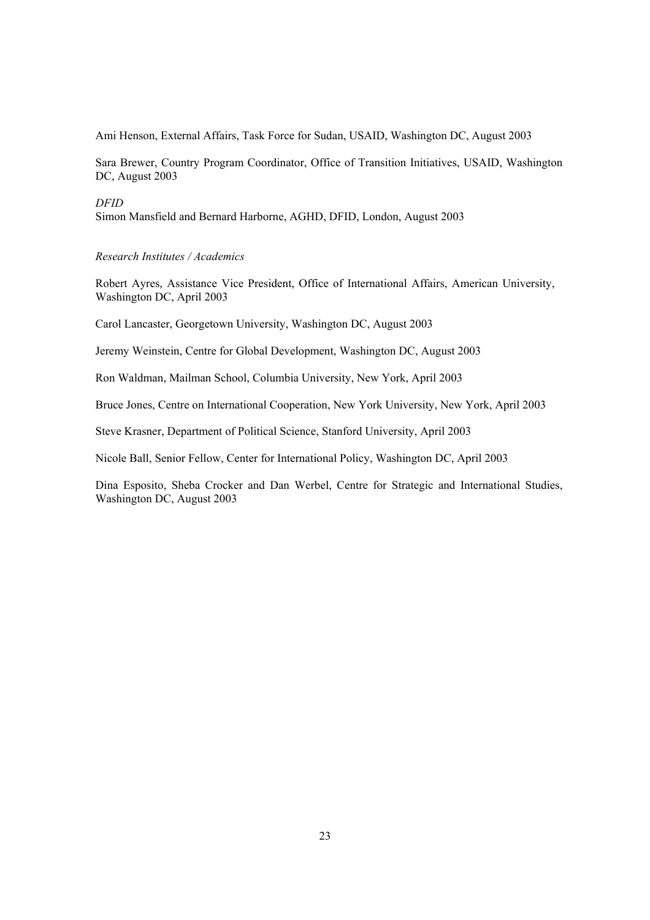Ami Henson, External Affairs, Task Force for Sudan, USAID, Washington DC, August 2003

Sara Brewer, Country Program Coordinator, Office of Transition Initiatives, USAID, Washington DC, August 2003

*DFID*

Simon Mansfield and Bernard Harborne, AGHD, DFID, London, August 2003

*Research Institutes / Academics*

Robert Ayres, Assistance Vice President, Office of International Affairs, American University, Washington DC, April 2003

Carol Lancaster, Georgetown University, Washington DC, August 2003

Jeremy Weinstein, Centre for Global Development, Washington DC, August 2003

Ron Waldman, Mailman School, Columbia University, New York, April 2003

Bruce Jones, Centre on International Cooperation, New York University, New York, April 2003

Steve Krasner, Department of Political Science, Stanford University, April 2003

Nicole Ball, Senior Fellow, Center for International Policy, Washington DC, April 2003

Dina Esposito, Sheba Crocker and Dan Werbel, Centre for Strategic and International Studies, Washington DC, August 2003